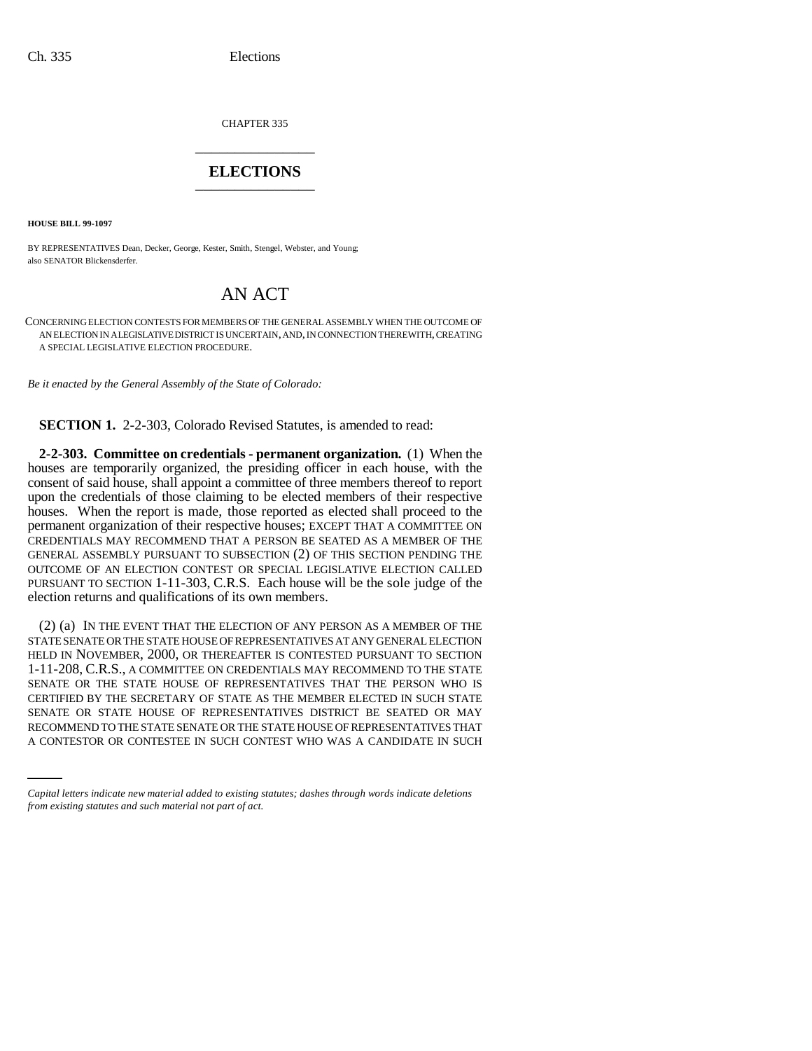CHAPTER 335

# ELECTIONS

**HOUSE BILL 99-1097**

BY REPRESENTATIVES Dean, Decker, George, Kester, Smith, Stengel, Webster, and Young;
also SENATOR Blickensderfer.

# AN ACT

CONCERNING ELECTION CONTESTS FOR MEMBERS OF THE GENERAL ASSEMBLY WHEN THE OUTCOME OF AN ELECTION IN A LEGISLATIVE DISTRICT IS UNCERTAIN, AND, IN CONNECTION THEREWITH, CREATING A SPECIAL LEGISLATIVE ELECTION PROCEDURE.

*Be it enacted by the General Assembly of the State of Colorado:*

**SECTION 1.** 2-2-303, Colorado Revised Statutes, is amended to read:

**2-2-303. Committee on credentials - permanent organization.** (1) When the houses are temporarily organized, the presiding officer in each house, with the consent of said house, shall appoint a committee of three members thereof to report upon the credentials of those claiming to be elected members of their respective houses. When the report is made, those reported as elected shall proceed to the permanent organization of their respective houses; EXCEPT THAT A COMMITTEE ON CREDENTIALS MAY RECOMMEND THAT A PERSON BE SEATED AS A MEMBER OF THE GENERAL ASSEMBLY PURSUANT TO SUBSECTION (2) OF THIS SECTION PENDING THE OUTCOME OF AN ELECTION CONTEST OR SPECIAL LEGISLATIVE ELECTION CALLED PURSUANT TO SECTION 1-11-303, C.R.S. Each house will be the sole judge of the election returns and qualifications of its own members.

(2) (a) IN THE EVENT THAT THE ELECTION OF ANY PERSON AS A MEMBER OF THE STATE SENATE OR THE STATE HOUSE OF REPRESENTATIVES AT ANY GENERAL ELECTION HELD IN NOVEMBER, 2000, OR THEREAFTER IS CONTESTED PURSUANT TO SECTION 1-11-208, C.R.S., A COMMITTEE ON CREDENTIALS MAY RECOMMEND TO THE STATE SENATE OR THE STATE HOUSE OF REPRESENTATIVES THAT THE PERSON WHO IS CERTIFIED BY THE SECRETARY OF STATE AS THE MEMBER ELECTED IN SUCH STATE SENATE OR STATE HOUSE OF REPRESENTATIVES DISTRICT BE SEATED OR MAY RECOMMEND TO THE STATE SENATE OR THE STATE HOUSE OF REPRESENTATIVES THAT A CONTESTOR OR CONTESTEE IN SUCH CONTEST WHO WAS A CANDIDATE IN SUCH

*Capital letters indicate new material added to existing statutes; dashes through words indicate deletions from existing statutes and such material not part of act.*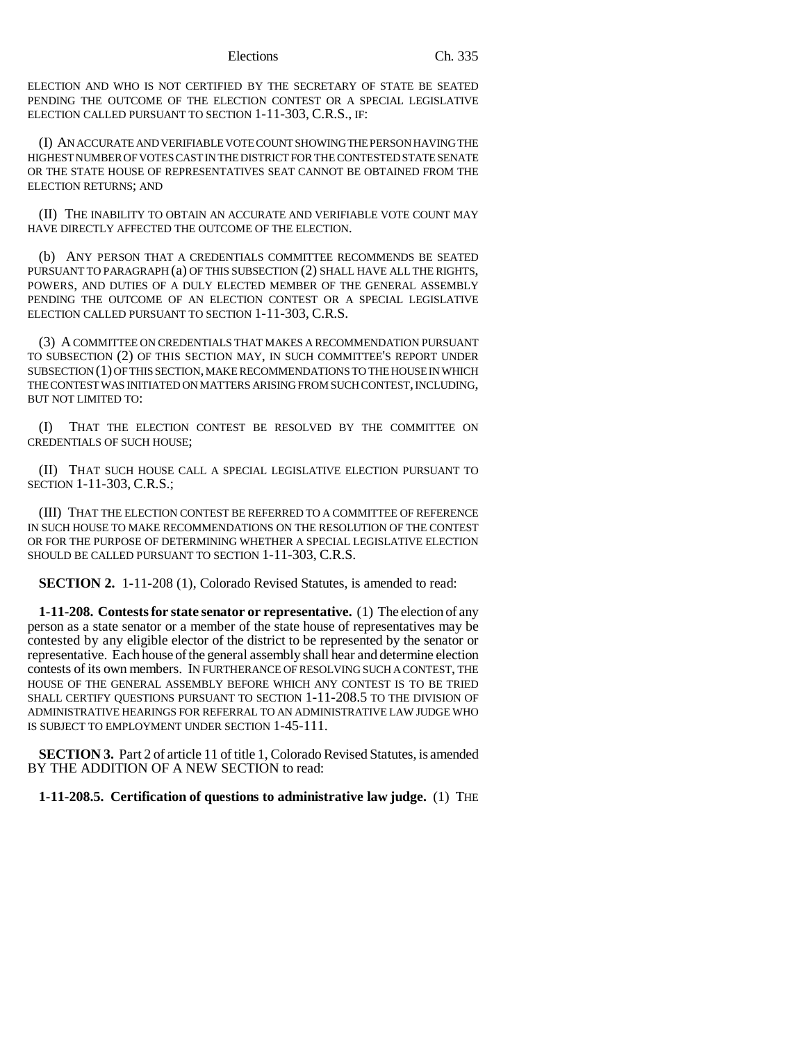ELECTION AND WHO IS NOT CERTIFIED BY THE SECRETARY OF STATE BE SEATED PENDING THE OUTCOME OF THE ELECTION CONTEST OR A SPECIAL LEGISLATIVE ELECTION CALLED PURSUANT TO SECTION 1-11-303, C.R.S., IF:

(I) AN ACCURATE AND VERIFIABLE VOTE COUNT SHOWING THE PERSON HAVING THE HIGHEST NUMBER OF VOTES CAST IN THE DISTRICT FOR THE CONTESTED STATE SENATE OR THE STATE HOUSE OF REPRESENTATIVES SEAT CANNOT BE OBTAINED FROM THE ELECTION RETURNS; AND

(II) THE INABILITY TO OBTAIN AN ACCURATE AND VERIFIABLE VOTE COUNT MAY HAVE DIRECTLY AFFECTED THE OUTCOME OF THE ELECTION.

(b) ANY PERSON THAT A CREDENTIALS COMMITTEE RECOMMENDS BE SEATED PURSUANT TO PARAGRAPH (a) OF THIS SUBSECTION (2) SHALL HAVE ALL THE RIGHTS, POWERS, AND DUTIES OF A DULY ELECTED MEMBER OF THE GENERAL ASSEMBLY PENDING THE OUTCOME OF AN ELECTION CONTEST OR A SPECIAL LEGISLATIVE ELECTION CALLED PURSUANT TO SECTION 1-11-303, C.R.S.

(3) A COMMITTEE ON CREDENTIALS THAT MAKES A RECOMMENDATION PURSUANT TO SUBSECTION (2) OF THIS SECTION MAY, IN SUCH COMMITTEE'S REPORT UNDER SUBSECTION (1) OF THIS SECTION, MAKE RECOMMENDATIONS TO THE HOUSE IN WHICH THE CONTEST WAS INITIATED ON MATTERS ARISING FROM SUCH CONTEST, INCLUDING, BUT NOT LIMITED TO:

(I) THAT THE ELECTION CONTEST BE RESOLVED BY THE COMMITTEE ON CREDENTIALS OF SUCH HOUSE;

(II) THAT SUCH HOUSE CALL A SPECIAL LEGISLATIVE ELECTION PURSUANT TO SECTION 1-11-303, C.R.S.;

(III) THAT THE ELECTION CONTEST BE REFERRED TO A COMMITTEE OF REFERENCE IN SUCH HOUSE TO MAKE RECOMMENDATIONS ON THE RESOLUTION OF THE CONTEST OR FOR THE PURPOSE OF DETERMINING WHETHER A SPECIAL LEGISLATIVE ELECTION SHOULD BE CALLED PURSUANT TO SECTION 1-11-303, C.R.S.

**SECTION 2.** 1-11-208 (1), Colorado Revised Statutes, is amended to read:

**1-11-208. Contests for state senator or representative.** (1) The election of any person as a state senator or a member of the state house of representatives may be contested by any eligible elector of the district to be represented by the senator or representative. Each house of the general assembly shall hear and determine election contests of its own members. IN FURTHERANCE OF RESOLVING SUCH A CONTEST, THE HOUSE OF THE GENERAL ASSEMBLY BEFORE WHICH ANY CONTEST IS TO BE TRIED SHALL CERTIFY QUESTIONS PURSUANT TO SECTION 1-11-208.5 TO THE DIVISION OF ADMINISTRATIVE HEARINGS FOR REFERRAL TO AN ADMINISTRATIVE LAW JUDGE WHO IS SUBJECT TO EMPLOYMENT UNDER SECTION 1-45-111.

**SECTION 3.** Part 2 of article 11 of title 1, Colorado Revised Statutes, is amended BY THE ADDITION OF A NEW SECTION to read:

**1-11-208.5. Certification of questions to administrative law judge.** (1) THE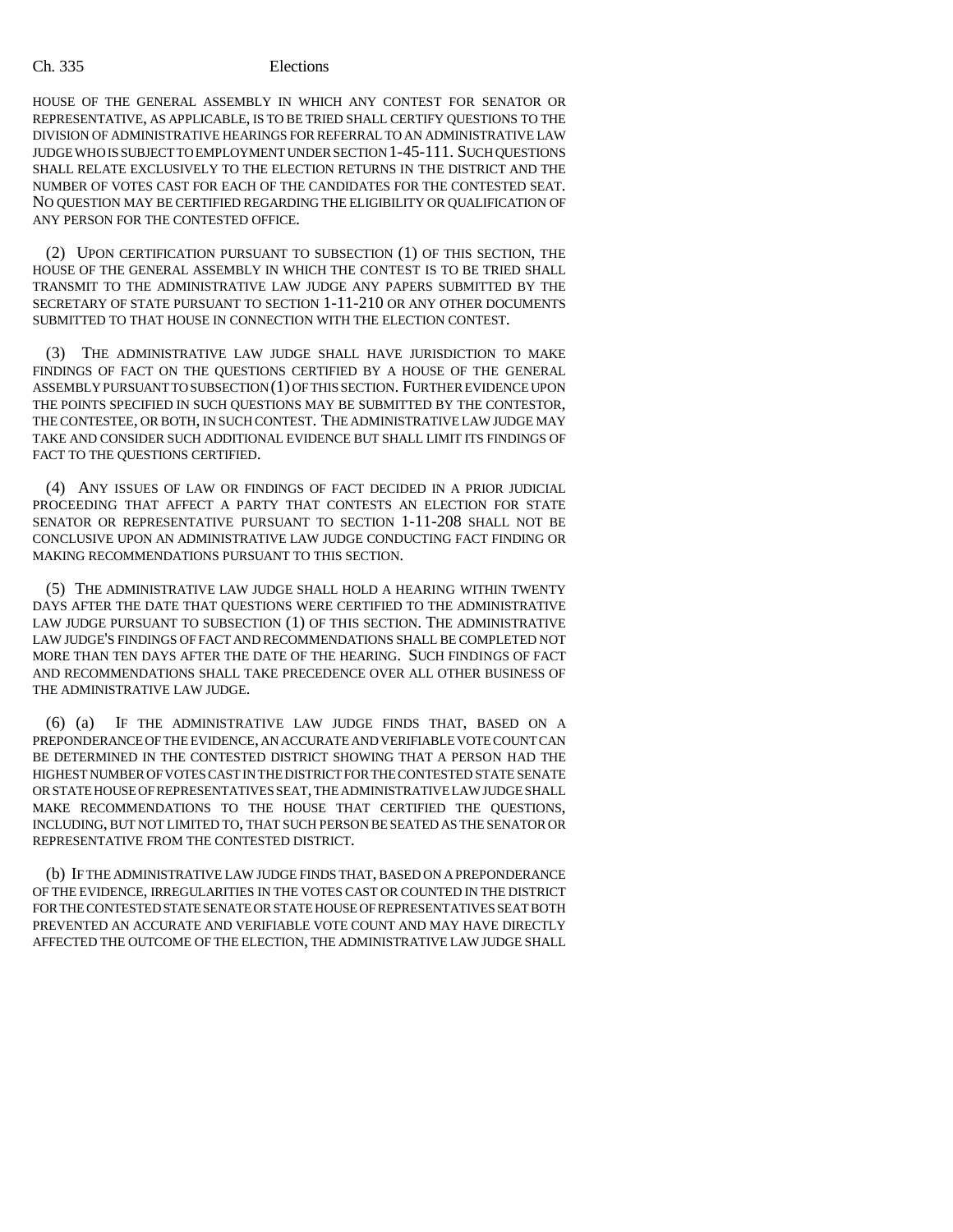HOUSE OF THE GENERAL ASSEMBLY IN WHICH ANY CONTEST FOR SENATOR OR REPRESENTATIVE, AS APPLICABLE, IS TO BE TRIED SHALL CERTIFY QUESTIONS TO THE DIVISION OF ADMINISTRATIVE HEARINGS FOR REFERRAL TO AN ADMINISTRATIVE LAW JUDGE WHO IS SUBJECT TO EMPLOYMENT UNDER SECTION 1-45-111. SUCH QUESTIONS SHALL RELATE EXCLUSIVELY TO THE ELECTION RETURNS IN THE DISTRICT AND THE NUMBER OF VOTES CAST FOR EACH OF THE CANDIDATES FOR THE CONTESTED SEAT. NO QUESTION MAY BE CERTIFIED REGARDING THE ELIGIBILITY OR QUALIFICATION OF ANY PERSON FOR THE CONTESTED OFFICE.

(2) UPON CERTIFICATION PURSUANT TO SUBSECTION (1) OF THIS SECTION, THE HOUSE OF THE GENERAL ASSEMBLY IN WHICH THE CONTEST IS TO BE TRIED SHALL TRANSMIT TO THE ADMINISTRATIVE LAW JUDGE ANY PAPERS SUBMITTED BY THE SECRETARY OF STATE PURSUANT TO SECTION 1-11-210 OR ANY OTHER DOCUMENTS SUBMITTED TO THAT HOUSE IN CONNECTION WITH THE ELECTION CONTEST.

(3) THE ADMINISTRATIVE LAW JUDGE SHALL HAVE JURISDICTION TO MAKE FINDINGS OF FACT ON THE QUESTIONS CERTIFIED BY A HOUSE OF THE GENERAL ASSEMBLY PURSUANT TO SUBSECTION (1) OF THIS SECTION. FURTHER EVIDENCE UPON THE POINTS SPECIFIED IN SUCH QUESTIONS MAY BE SUBMITTED BY THE CONTESTOR, THE CONTESTEE, OR BOTH, IN SUCH CONTEST. THE ADMINISTRATIVE LAW JUDGE MAY TAKE AND CONSIDER SUCH ADDITIONAL EVIDENCE BUT SHALL LIMIT ITS FINDINGS OF FACT TO THE QUESTIONS CERTIFIED.

(4) ANY ISSUES OF LAW OR FINDINGS OF FACT DECIDED IN A PRIOR JUDICIAL PROCEEDING THAT AFFECT A PARTY THAT CONTESTS AN ELECTION FOR STATE SENATOR OR REPRESENTATIVE PURSUANT TO SECTION 1-11-208 SHALL NOT BE CONCLUSIVE UPON AN ADMINISTRATIVE LAW JUDGE CONDUCTING FACT FINDING OR MAKING RECOMMENDATIONS PURSUANT TO THIS SECTION.

(5) THE ADMINISTRATIVE LAW JUDGE SHALL HOLD A HEARING WITHIN TWENTY DAYS AFTER THE DATE THAT QUESTIONS WERE CERTIFIED TO THE ADMINISTRATIVE LAW JUDGE PURSUANT TO SUBSECTION (1) OF THIS SECTION. THE ADMINISTRATIVE LAW JUDGE'S FINDINGS OF FACT AND RECOMMENDATIONS SHALL BE COMPLETED NOT MORE THAN TEN DAYS AFTER THE DATE OF THE HEARING. SUCH FINDINGS OF FACT AND RECOMMENDATIONS SHALL TAKE PRECEDENCE OVER ALL OTHER BUSINESS OF THE ADMINISTRATIVE LAW JUDGE.

(6) (a) IF THE ADMINISTRATIVE LAW JUDGE FINDS THAT, BASED ON A PREPONDERANCE OF THE EVIDENCE, AN ACCURATE AND VERIFIABLE VOTE COUNT CAN BE DETERMINED IN THE CONTESTED DISTRICT SHOWING THAT A PERSON HAD THE HIGHEST NUMBER OF VOTES CAST IN THE DISTRICT FOR THE CONTESTED STATE SENATE OR STATE HOUSE OF REPRESENTATIVES SEAT, THE ADMINISTRATIVE LAW JUDGE SHALL MAKE RECOMMENDATIONS TO THE HOUSE THAT CERTIFIED THE QUESTIONS, INCLUDING, BUT NOT LIMITED TO, THAT SUCH PERSON BE SEATED AS THE SENATOR OR REPRESENTATIVE FROM THE CONTESTED DISTRICT.

(b) IF THE ADMINISTRATIVE LAW JUDGE FINDS THAT, BASED ON A PREPONDERANCE OF THE EVIDENCE, IRREGULARITIES IN THE VOTES CAST OR COUNTED IN THE DISTRICT FOR THE CONTESTED STATE SENATE OR STATE HOUSE OF REPRESENTATIVES SEAT BOTH PREVENTED AN ACCURATE AND VERIFIABLE VOTE COUNT AND MAY HAVE DIRECTLY AFFECTED THE OUTCOME OF THE ELECTION, THE ADMINISTRATIVE LAW JUDGE SHALL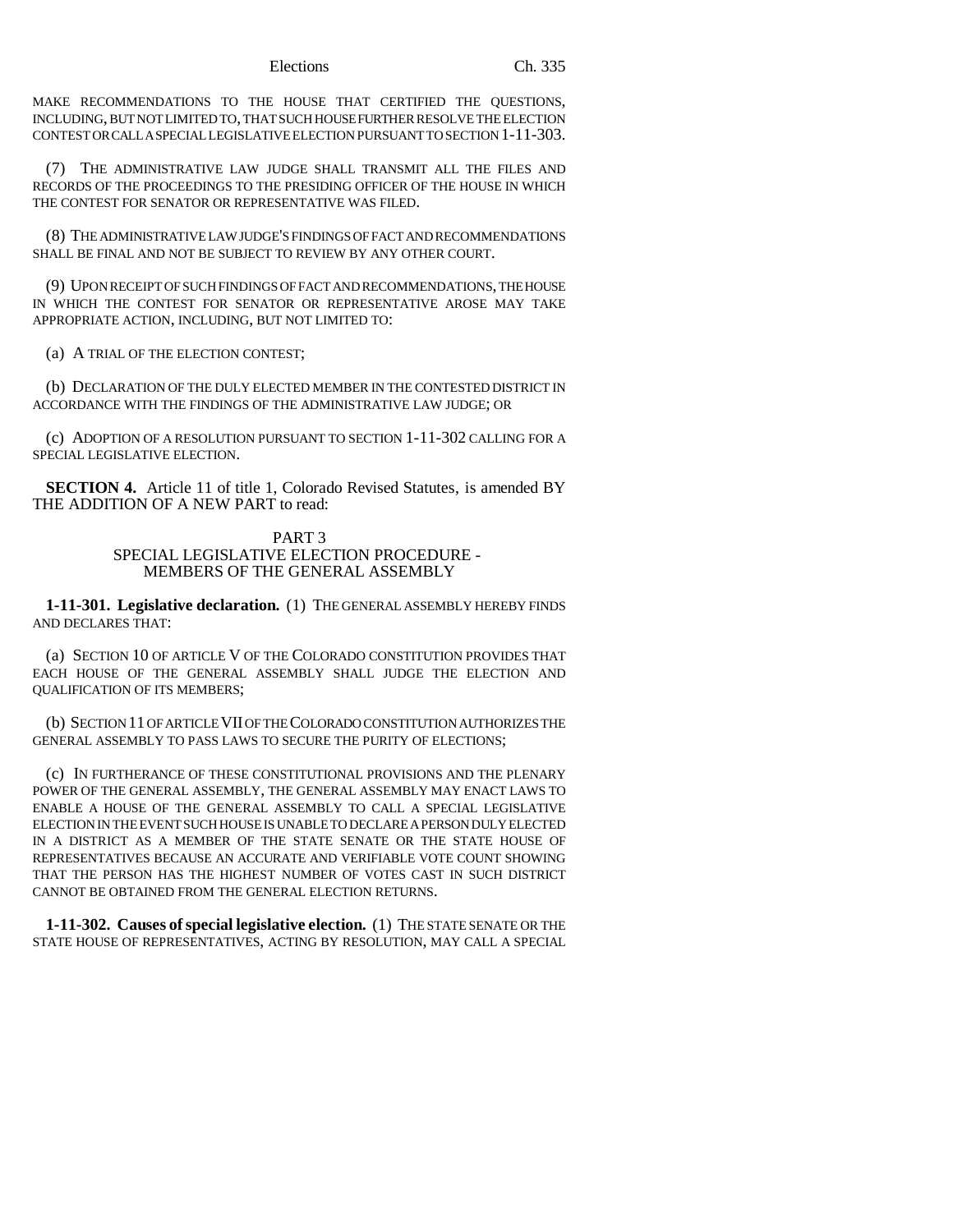MAKE RECOMMENDATIONS TO THE HOUSE THAT CERTIFIED THE QUESTIONS, INCLUDING, BUT NOT LIMITED TO, THAT SUCH HOUSE FURTHER RESOLVE THE ELECTION CONTEST OR CALL A SPECIAL LEGISLATIVE ELECTION PURSUANT TO SECTION 1-11-303.

(7) THE ADMINISTRATIVE LAW JUDGE SHALL TRANSMIT ALL THE FILES AND RECORDS OF THE PROCEEDINGS TO THE PRESIDING OFFICER OF THE HOUSE IN WHICH THE CONTEST FOR SENATOR OR REPRESENTATIVE WAS FILED.

(8) THE ADMINISTRATIVE LAW JUDGE'S FINDINGS OF FACT AND RECOMMENDATIONS SHALL BE FINAL AND NOT BE SUBJECT TO REVIEW BY ANY OTHER COURT.

(9) UPON RECEIPT OF SUCH FINDINGS OF FACT AND RECOMMENDATIONS, THE HOUSE IN WHICH THE CONTEST FOR SENATOR OR REPRESENTATIVE AROSE MAY TAKE APPROPRIATE ACTION, INCLUDING, BUT NOT LIMITED TO:

(a) A TRIAL OF THE ELECTION CONTEST;

(b) DECLARATION OF THE DULY ELECTED MEMBER IN THE CONTESTED DISTRICT IN ACCORDANCE WITH THE FINDINGS OF THE ADMINISTRATIVE LAW JUDGE; OR

(c) ADOPTION OF A RESOLUTION PURSUANT TO SECTION 1-11-302 CALLING FOR A SPECIAL LEGISLATIVE ELECTION.

**SECTION 4.** Article 11 of title 1, Colorado Revised Statutes, is amended BY THE ADDITION OF A NEW PART to read:

PART 3
SPECIAL LEGISLATIVE ELECTION PROCEDURE - MEMBERS OF THE GENERAL ASSEMBLY

**1-11-301. Legislative declaration.** (1) THE GENERAL ASSEMBLY HEREBY FINDS AND DECLARES THAT:

(a) SECTION 10 OF ARTICLE V OF THE COLORADO CONSTITUTION PROVIDES THAT EACH HOUSE OF THE GENERAL ASSEMBLY SHALL JUDGE THE ELECTION AND QUALIFICATION OF ITS MEMBERS;

(b) SECTION 11 OF ARTICLE VII OF THE COLORADO CONSTITUTION AUTHORIZES THE GENERAL ASSEMBLY TO PASS LAWS TO SECURE THE PURITY OF ELECTIONS;

(c) IN FURTHERANCE OF THESE CONSTITUTIONAL PROVISIONS AND THE PLENARY POWER OF THE GENERAL ASSEMBLY, THE GENERAL ASSEMBLY MAY ENACT LAWS TO ENABLE A HOUSE OF THE GENERAL ASSEMBLY TO CALL A SPECIAL LEGISLATIVE ELECTION IN THE EVENT SUCH HOUSE IS UNABLE TO DECLARE A PERSON DULY ELECTED IN A DISTRICT AS A MEMBER OF THE STATE SENATE OR THE STATE HOUSE OF REPRESENTATIVES BECAUSE AN ACCURATE AND VERIFIABLE VOTE COUNT SHOWING THAT THE PERSON HAS THE HIGHEST NUMBER OF VOTES CAST IN SUCH DISTRICT CANNOT BE OBTAINED FROM THE GENERAL ELECTION RETURNS.

**1-11-302. Causes of special legislative election.** (1) THE STATE SENATE OR THE STATE HOUSE OF REPRESENTATIVES, ACTING BY RESOLUTION, MAY CALL A SPECIAL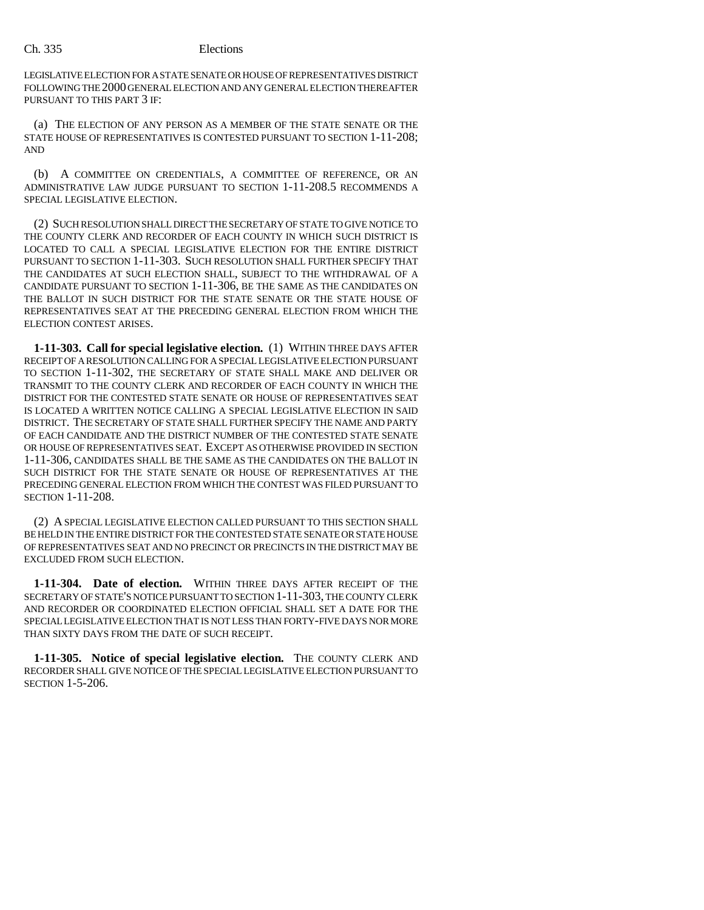LEGISLATIVE ELECTION FOR A STATE SENATE OR HOUSE OF REPRESENTATIVES DISTRICT FOLLOWING THE 2000 GENERAL ELECTION AND ANY GENERAL ELECTION THEREAFTER PURSUANT TO THIS PART 3 IF:

(a) THE ELECTION OF ANY PERSON AS A MEMBER OF THE STATE SENATE OR THE STATE HOUSE OF REPRESENTATIVES IS CONTESTED PURSUANT TO SECTION 1-11-208; AND

(b) A COMMITTEE ON CREDENTIALS, A COMMITTEE OF REFERENCE, OR AN ADMINISTRATIVE LAW JUDGE PURSUANT TO SECTION 1-11-208.5 RECOMMENDS A SPECIAL LEGISLATIVE ELECTION.

(2) SUCH RESOLUTION SHALL DIRECT THE SECRETARY OF STATE TO GIVE NOTICE TO THE COUNTY CLERK AND RECORDER OF EACH COUNTY IN WHICH SUCH DISTRICT IS LOCATED TO CALL A SPECIAL LEGISLATIVE ELECTION FOR THE ENTIRE DISTRICT PURSUANT TO SECTION 1-11-303. SUCH RESOLUTION SHALL FURTHER SPECIFY THAT THE CANDIDATES AT SUCH ELECTION SHALL, SUBJECT TO THE WITHDRAWAL OF A CANDIDATE PURSUANT TO SECTION 1-11-306, BE THE SAME AS THE CANDIDATES ON THE BALLOT IN SUCH DISTRICT FOR THE STATE SENATE OR THE STATE HOUSE OF REPRESENTATIVES SEAT AT THE PRECEDING GENERAL ELECTION FROM WHICH THE ELECTION CONTEST ARISES.

**1-11-303. Call for special legislative election.** (1) WITHIN THREE DAYS AFTER RECEIPT OF A RESOLUTION CALLING FOR A SPECIAL LEGISLATIVE ELECTION PURSUANT TO SECTION 1-11-302, THE SECRETARY OF STATE SHALL MAKE AND DELIVER OR TRANSMIT TO THE COUNTY CLERK AND RECORDER OF EACH COUNTY IN WHICH THE DISTRICT FOR THE CONTESTED STATE SENATE OR HOUSE OF REPRESENTATIVES SEAT IS LOCATED A WRITTEN NOTICE CALLING A SPECIAL LEGISLATIVE ELECTION IN SAID DISTRICT. THE SECRETARY OF STATE SHALL FURTHER SPECIFY THE NAME AND PARTY OF EACH CANDIDATE AND THE DISTRICT NUMBER OF THE CONTESTED STATE SENATE OR HOUSE OF REPRESENTATIVES SEAT. EXCEPT AS OTHERWISE PROVIDED IN SECTION 1-11-306, CANDIDATES SHALL BE THE SAME AS THE CANDIDATES ON THE BALLOT IN SUCH DISTRICT FOR THE STATE SENATE OR HOUSE OF REPRESENTATIVES AT THE PRECEDING GENERAL ELECTION FROM WHICH THE CONTEST WAS FILED PURSUANT TO SECTION 1-11-208.

(2) A SPECIAL LEGISLATIVE ELECTION CALLED PURSUANT TO THIS SECTION SHALL BE HELD IN THE ENTIRE DISTRICT FOR THE CONTESTED STATE SENATE OR STATE HOUSE OF REPRESENTATIVES SEAT AND NO PRECINCT OR PRECINCTS IN THE DISTRICT MAY BE EXCLUDED FROM SUCH ELECTION.

**1-11-304. Date of election.** WITHIN THREE DAYS AFTER RECEIPT OF THE SECRETARY OF STATE'S NOTICE PURSUANT TO SECTION 1-11-303, THE COUNTY CLERK AND RECORDER OR COORDINATED ELECTION OFFICIAL SHALL SET A DATE FOR THE SPECIAL LEGISLATIVE ELECTION THAT IS NOT LESS THAN FORTY-FIVE DAYS NOR MORE THAN SIXTY DAYS FROM THE DATE OF SUCH RECEIPT.

**1-11-305. Notice of special legislative election.** THE COUNTY CLERK AND RECORDER SHALL GIVE NOTICE OF THE SPECIAL LEGISLATIVE ELECTION PURSUANT TO SECTION 1-5-206.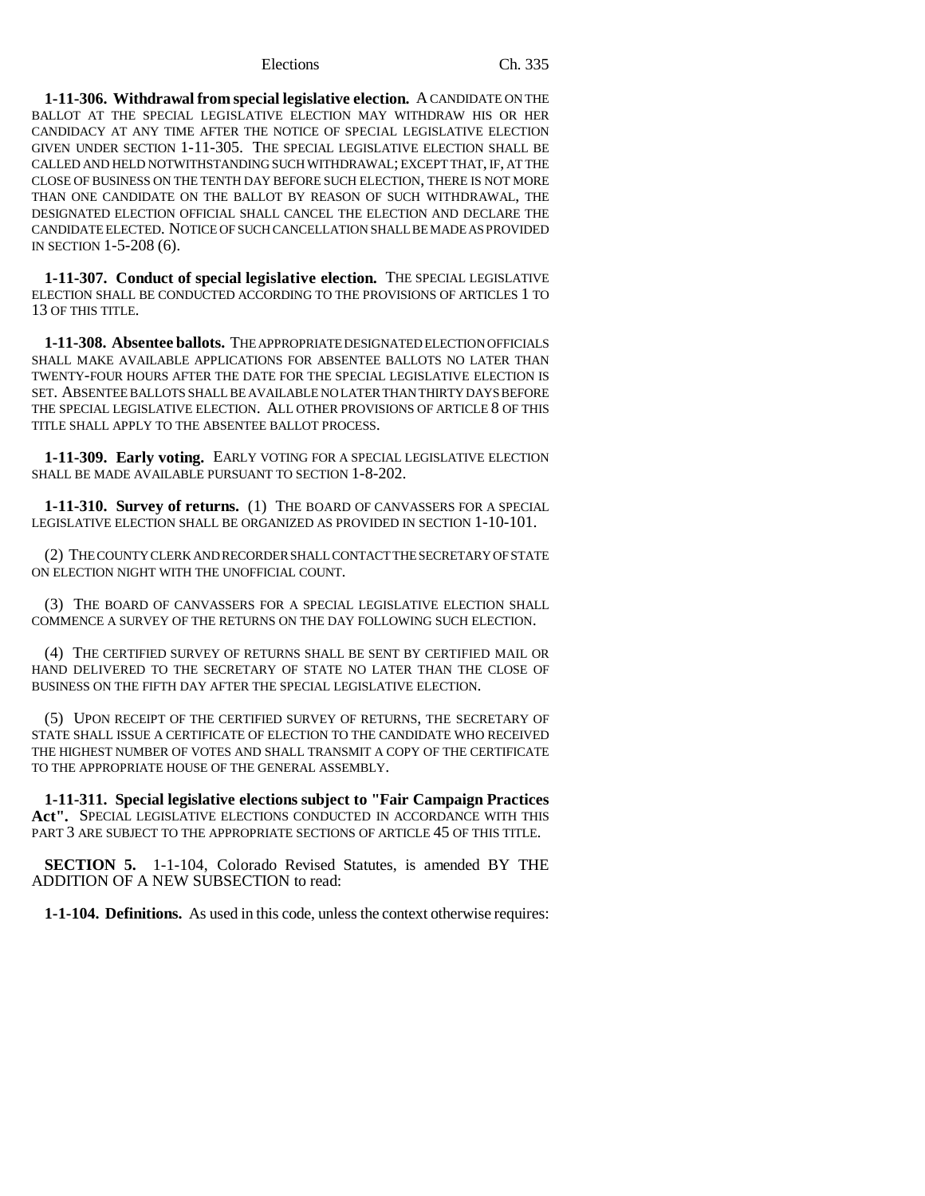**1-11-306. Withdrawal from special legislative election.** A CANDIDATE ON THE BALLOT AT THE SPECIAL LEGISLATIVE ELECTION MAY WITHDRAW HIS OR HER CANDIDACY AT ANY TIME AFTER THE NOTICE OF SPECIAL LEGISLATIVE ELECTION GIVEN UNDER SECTION 1-11-305. THE SPECIAL LEGISLATIVE ELECTION SHALL BE CALLED AND HELD NOTWITHSTANDING SUCH WITHDRAWAL; EXCEPT THAT, IF, AT THE CLOSE OF BUSINESS ON THE TENTH DAY BEFORE SUCH ELECTION, THERE IS NOT MORE THAN ONE CANDIDATE ON THE BALLOT BY REASON OF SUCH WITHDRAWAL, THE DESIGNATED ELECTION OFFICIAL SHALL CANCEL THE ELECTION AND DECLARE THE CANDIDATE ELECTED. NOTICE OF SUCH CANCELLATION SHALL BE MADE AS PROVIDED IN SECTION 1-5-208 (6).

**1-11-307. Conduct of special legislative election.** THE SPECIAL LEGISLATIVE ELECTION SHALL BE CONDUCTED ACCORDING TO THE PROVISIONS OF ARTICLES 1 TO 13 OF THIS TITLE.

**1-11-308. Absentee ballots.** THE APPROPRIATE DESIGNATED ELECTION OFFICIALS SHALL MAKE AVAILABLE APPLICATIONS FOR ABSENTEE BALLOTS NO LATER THAN TWENTY-FOUR HOURS AFTER THE DATE FOR THE SPECIAL LEGISLATIVE ELECTION IS SET. ABSENTEE BALLOTS SHALL BE AVAILABLE NO LATER THAN THIRTY DAYS BEFORE THE SPECIAL LEGISLATIVE ELECTION. ALL OTHER PROVISIONS OF ARTICLE 8 OF THIS TITLE SHALL APPLY TO THE ABSENTEE BALLOT PROCESS.

**1-11-309. Early voting.** EARLY VOTING FOR A SPECIAL LEGISLATIVE ELECTION SHALL BE MADE AVAILABLE PURSUANT TO SECTION 1-8-202.

**1-11-310. Survey of returns.** (1) THE BOARD OF CANVASSERS FOR A SPECIAL LEGISLATIVE ELECTION SHALL BE ORGANIZED AS PROVIDED IN SECTION 1-10-101.

(2) THE COUNTY CLERK AND RECORDER SHALL CONTACT THE SECRETARY OF STATE ON ELECTION NIGHT WITH THE UNOFFICIAL COUNT.

(3) THE BOARD OF CANVASSERS FOR A SPECIAL LEGISLATIVE ELECTION SHALL COMMENCE A SURVEY OF THE RETURNS ON THE DAY FOLLOWING SUCH ELECTION.

(4) THE CERTIFIED SURVEY OF RETURNS SHALL BE SENT BY CERTIFIED MAIL OR HAND DELIVERED TO THE SECRETARY OF STATE NO LATER THAN THE CLOSE OF BUSINESS ON THE FIFTH DAY AFTER THE SPECIAL LEGISLATIVE ELECTION.

(5) UPON RECEIPT OF THE CERTIFIED SURVEY OF RETURNS, THE SECRETARY OF STATE SHALL ISSUE A CERTIFICATE OF ELECTION TO THE CANDIDATE WHO RECEIVED THE HIGHEST NUMBER OF VOTES AND SHALL TRANSMIT A COPY OF THE CERTIFICATE TO THE APPROPRIATE HOUSE OF THE GENERAL ASSEMBLY.

**1-11-311. Special legislative elections subject to "Fair Campaign Practices Act".** SPECIAL LEGISLATIVE ELECTIONS CONDUCTED IN ACCORDANCE WITH THIS PART 3 ARE SUBJECT TO THE APPROPRIATE SECTIONS OF ARTICLE 45 OF THIS TITLE.

**SECTION 5.** 1-1-104, Colorado Revised Statutes, is amended BY THE ADDITION OF A NEW SUBSECTION to read:

**1-1-104. Definitions.** As used in this code, unless the context otherwise requires: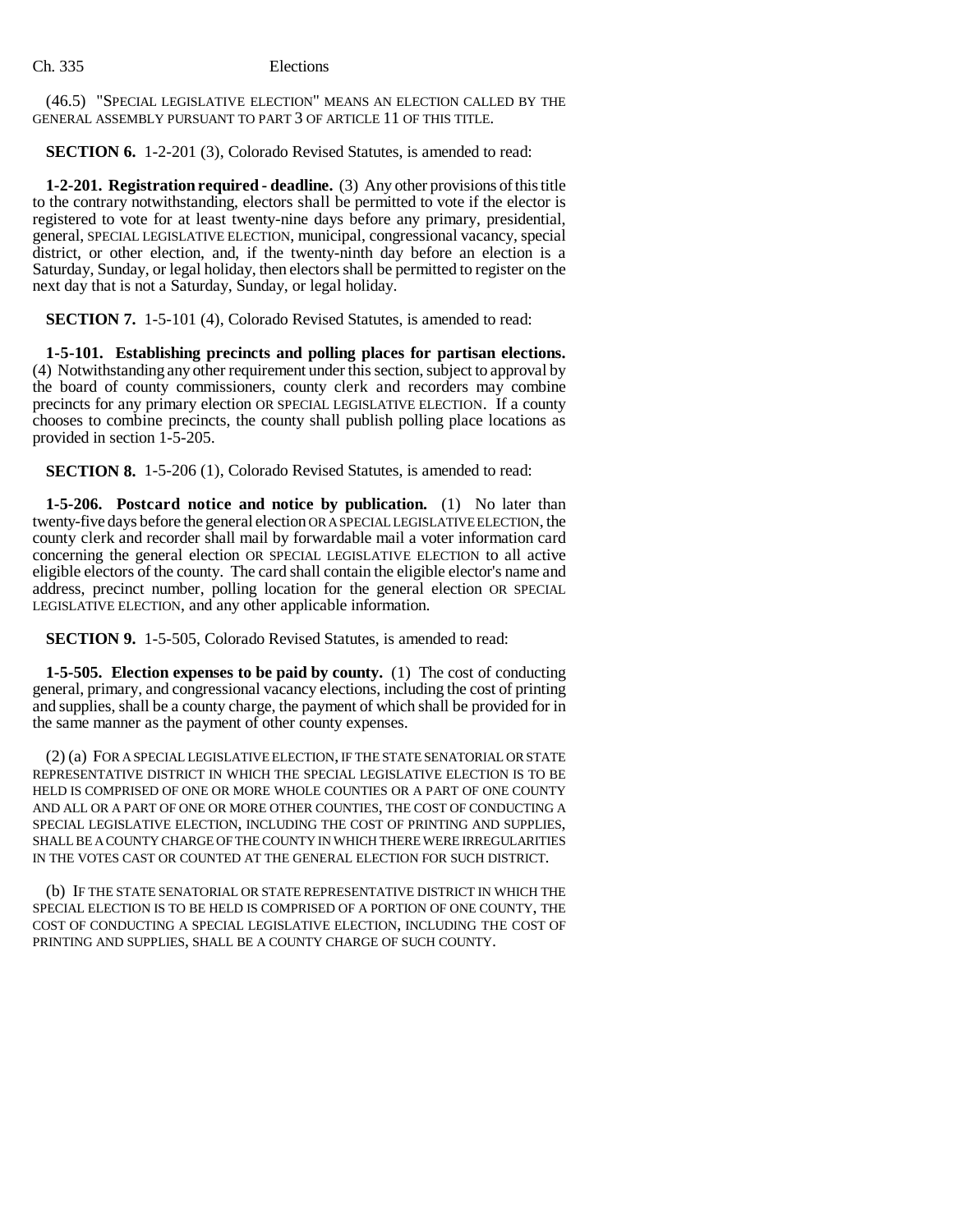(46.5) "SPECIAL LEGISLATIVE ELECTION" MEANS AN ELECTION CALLED BY THE GENERAL ASSEMBLY PURSUANT TO PART 3 OF ARTICLE 11 OF THIS TITLE.

**SECTION 6.** 1-2-201 (3), Colorado Revised Statutes, is amended to read:

**1-2-201. Registration required - deadline.** (3) Any other provisions of this title to the contrary notwithstanding, electors shall be permitted to vote if the elector is registered to vote for at least twenty-nine days before any primary, presidential, general, SPECIAL LEGISLATIVE ELECTION, municipal, congressional vacancy, special district, or other election, and, if the twenty-ninth day before an election is a Saturday, Sunday, or legal holiday, then electors shall be permitted to register on the next day that is not a Saturday, Sunday, or legal holiday.

**SECTION 7.** 1-5-101 (4), Colorado Revised Statutes, is amended to read:

**1-5-101. Establishing precincts and polling places for partisan elections.** (4) Notwithstanding any other requirement under this section, subject to approval by the board of county commissioners, county clerk and recorders may combine precincts for any primary election OR SPECIAL LEGISLATIVE ELECTION. If a county chooses to combine precincts, the county shall publish polling place locations as provided in section 1-5-205.

**SECTION 8.** 1-5-206 (1), Colorado Revised Statutes, is amended to read:

**1-5-206. Postcard notice and notice by publication.** (1) No later than twenty-five days before the general election OR A SPECIAL LEGISLATIVE ELECTION, the county clerk and recorder shall mail by forwardable mail a voter information card concerning the general election OR SPECIAL LEGISLATIVE ELECTION to all active eligible electors of the county. The card shall contain the eligible elector's name and address, precinct number, polling location for the general election OR SPECIAL LEGISLATIVE ELECTION, and any other applicable information.

**SECTION 9.** 1-5-505, Colorado Revised Statutes, is amended to read:

**1-5-505. Election expenses to be paid by county.** (1) The cost of conducting general, primary, and congressional vacancy elections, including the cost of printing and supplies, shall be a county charge, the payment of which shall be provided for in the same manner as the payment of other county expenses.

(2) (a) FOR A SPECIAL LEGISLATIVE ELECTION, IF THE STATE SENATORIAL OR STATE REPRESENTATIVE DISTRICT IN WHICH THE SPECIAL LEGISLATIVE ELECTION IS TO BE HELD IS COMPRISED OF ONE OR MORE WHOLE COUNTIES OR A PART OF ONE COUNTY AND ALL OR A PART OF ONE OR MORE OTHER COUNTIES, THE COST OF CONDUCTING A SPECIAL LEGISLATIVE ELECTION, INCLUDING THE COST OF PRINTING AND SUPPLIES, SHALL BE A COUNTY CHARGE OF THE COUNTY IN WHICH THERE WERE IRREGULARITIES IN THE VOTES CAST OR COUNTED AT THE GENERAL ELECTION FOR SUCH DISTRICT.

(b) IF THE STATE SENATORIAL OR STATE REPRESENTATIVE DISTRICT IN WHICH THE SPECIAL ELECTION IS TO BE HELD IS COMPRISED OF A PORTION OF ONE COUNTY, THE COST OF CONDUCTING A SPECIAL LEGISLATIVE ELECTION, INCLUDING THE COST OF PRINTING AND SUPPLIES, SHALL BE A COUNTY CHARGE OF SUCH COUNTY.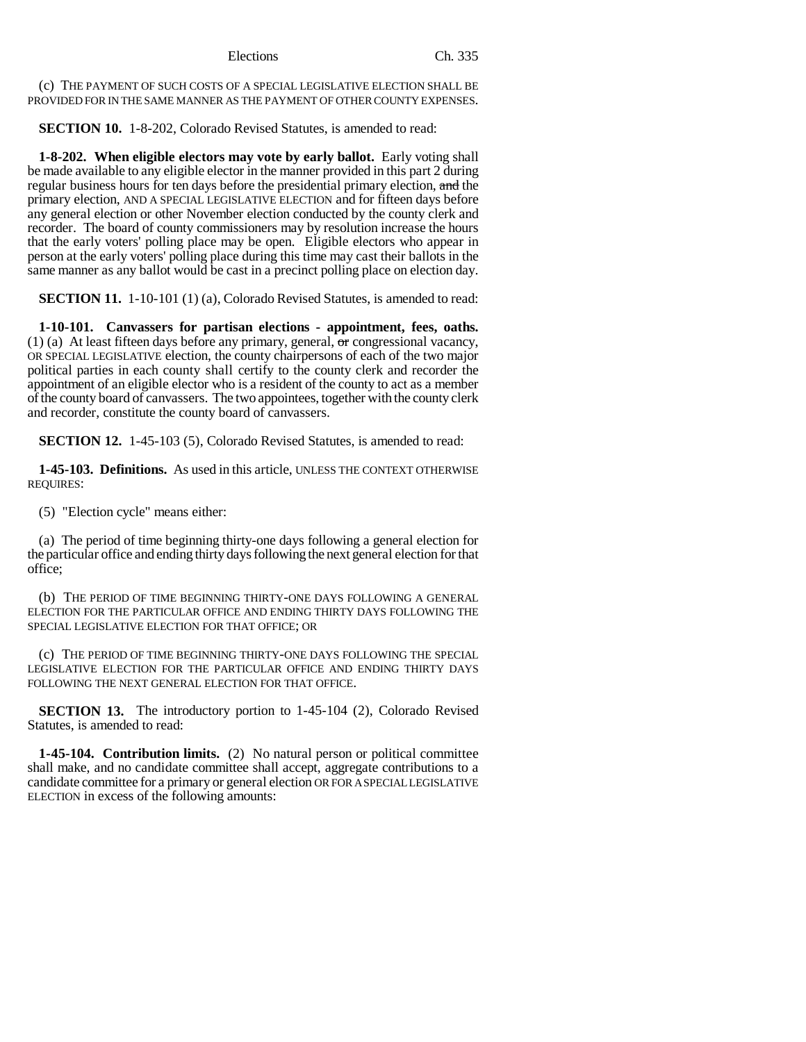(c) THE PAYMENT OF SUCH COSTS OF A SPECIAL LEGISLATIVE ELECTION SHALL BE PROVIDED FOR IN THE SAME MANNER AS THE PAYMENT OF OTHER COUNTY EXPENSES.

**SECTION 10.** 1-8-202, Colorado Revised Statutes, is amended to read:

**1-8-202. When eligible electors may vote by early ballot.** Early voting shall be made available to any eligible elector in the manner provided in this part 2 during regular business hours for ten days before the presidential primary election, ~~and~~ the primary election, AND A SPECIAL LEGISLATIVE ELECTION and for fifteen days before any general election or other November election conducted by the county clerk and recorder. The board of county commissioners may by resolution increase the hours that the early voters' polling place may be open. Eligible electors who appear in person at the early voters' polling place during this time may cast their ballots in the same manner as any ballot would be cast in a precinct polling place on election day.

**SECTION 11.** 1-10-101 (1) (a), Colorado Revised Statutes, is amended to read:

**1-10-101. Canvassers for partisan elections - appointment, fees, oaths.** (1) (a) At least fifteen days before any primary, general, ~~or~~ congressional vacancy, OR SPECIAL LEGISLATIVE election, the county chairpersons of each of the two major political parties in each county shall certify to the county clerk and recorder the appointment of an eligible elector who is a resident of the county to act as a member of the county board of canvassers. The two appointees, together with the county clerk and recorder, constitute the county board of canvassers.

**SECTION 12.** 1-45-103 (5), Colorado Revised Statutes, is amended to read:

**1-45-103. Definitions.** As used in this article, UNLESS THE CONTEXT OTHERWISE REQUIRES:

(5) "Election cycle" means either:

(a) The period of time beginning thirty-one days following a general election for the particular office and ending thirty days following the next general election for that office;

(b) THE PERIOD OF TIME BEGINNING THIRTY-ONE DAYS FOLLOWING A GENERAL ELECTION FOR THE PARTICULAR OFFICE AND ENDING THIRTY DAYS FOLLOWING THE SPECIAL LEGISLATIVE ELECTION FOR THAT OFFICE; OR

(c) THE PERIOD OF TIME BEGINNING THIRTY-ONE DAYS FOLLOWING THE SPECIAL LEGISLATIVE ELECTION FOR THE PARTICULAR OFFICE AND ENDING THIRTY DAYS FOLLOWING THE NEXT GENERAL ELECTION FOR THAT OFFICE.

**SECTION 13.** The introductory portion to 1-45-104 (2), Colorado Revised Statutes, is amended to read:

**1-45-104. Contribution limits.** (2) No natural person or political committee shall make, and no candidate committee shall accept, aggregate contributions to a candidate committee for a primary or general election OR FOR A SPECIAL LEGISLATIVE ELECTION in excess of the following amounts: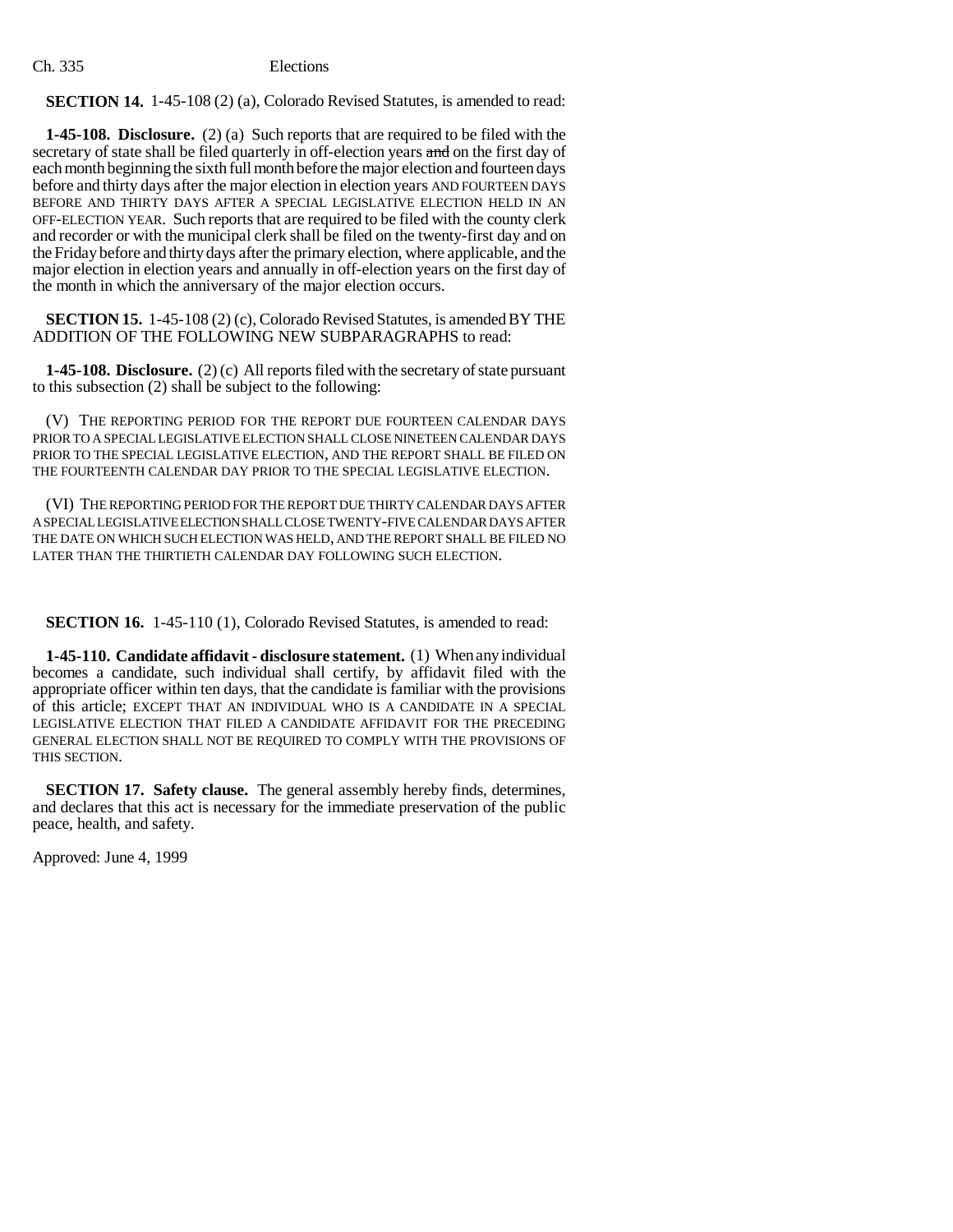**SECTION 14.** 1-45-108 (2) (a), Colorado Revised Statutes, is amended to read:

**1-45-108. Disclosure.** (2) (a) Such reports that are required to be filed with the secretary of state shall be filed quarterly in off-election years ~~and~~ on the first day of each month beginning the sixth full month before the major election and fourteen days before and thirty days after the major election in election years AND FOURTEEN DAYS BEFORE AND THIRTY DAYS AFTER A SPECIAL LEGISLATIVE ELECTION HELD IN AN OFF-ELECTION YEAR. Such reports that are required to be filed with the county clerk and recorder or with the municipal clerk shall be filed on the twenty-first day and on the Friday before and thirty days after the primary election, where applicable, and the major election in election years and annually in off-election years on the first day of the month in which the anniversary of the major election occurs.

**SECTION 15.** 1-45-108 (2) (c), Colorado Revised Statutes, is amended BY THE ADDITION OF THE FOLLOWING NEW SUBPARAGRAPHS to read:

**1-45-108. Disclosure.** (2) (c) All reports filed with the secretary of state pursuant to this subsection (2) shall be subject to the following:

(V) THE REPORTING PERIOD FOR THE REPORT DUE FOURTEEN CALENDAR DAYS PRIOR TO A SPECIAL LEGISLATIVE ELECTION SHALL CLOSE NINETEEN CALENDAR DAYS PRIOR TO THE SPECIAL LEGISLATIVE ELECTION, AND THE REPORT SHALL BE FILED ON THE FOURTEENTH CALENDAR DAY PRIOR TO THE SPECIAL LEGISLATIVE ELECTION.

(VI) THE REPORTING PERIOD FOR THE REPORT DUE THIRTY CALENDAR DAYS AFTER A SPECIAL LEGISLATIVE ELECTION SHALL CLOSE TWENTY-FIVE CALENDAR DAYS AFTER THE DATE ON WHICH SUCH ELECTION WAS HELD, AND THE REPORT SHALL BE FILED NO LATER THAN THE THIRTIETH CALENDAR DAY FOLLOWING SUCH ELECTION.

**SECTION 16.** 1-45-110 (1), Colorado Revised Statutes, is amended to read:

**1-45-110. Candidate affidavit - disclosure statement.** (1) When any individual becomes a candidate, such individual shall certify, by affidavit filed with the appropriate officer within ten days, that the candidate is familiar with the provisions of this article; EXCEPT THAT AN INDIVIDUAL WHO IS A CANDIDATE IN A SPECIAL LEGISLATIVE ELECTION THAT FILED A CANDIDATE AFFIDAVIT FOR THE PRECEDING GENERAL ELECTION SHALL NOT BE REQUIRED TO COMPLY WITH THE PROVISIONS OF THIS SECTION.

**SECTION 17. Safety clause.** The general assembly hereby finds, determines, and declares that this act is necessary for the immediate preservation of the public peace, health, and safety.

Approved: June 4, 1999